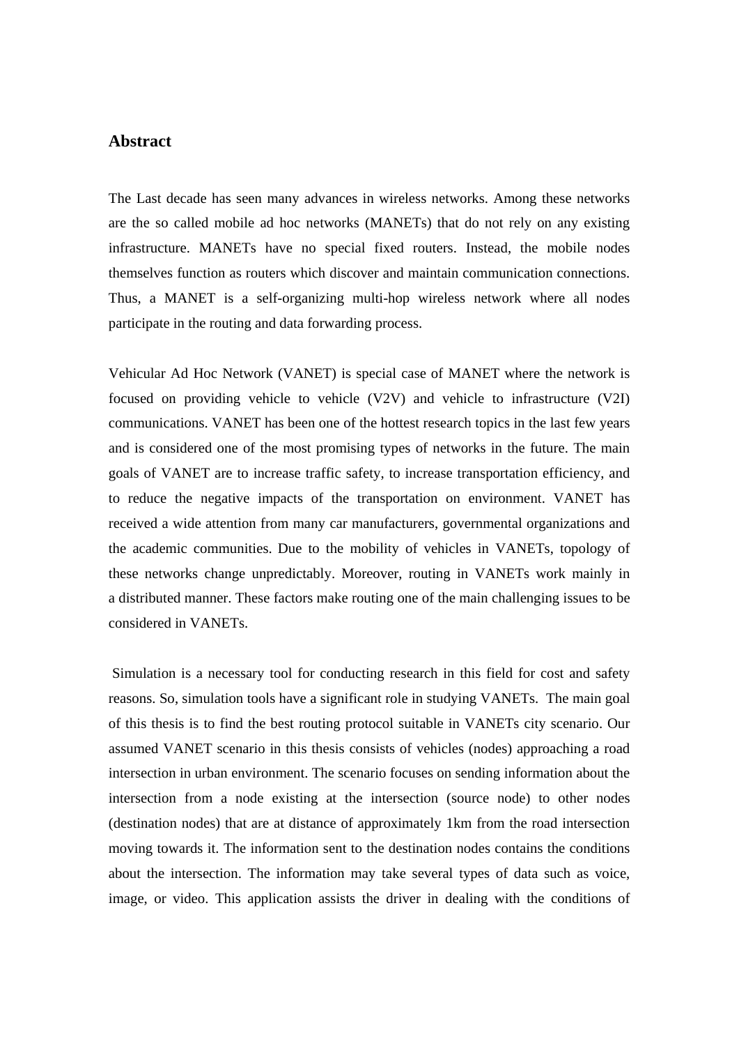## Abstract

The Last decade has seen many advances in wireless networks. Among these networks are the so called mobile ad hoc networks (MANETs) that do not rely on any existing infrastructure. MANETs have no special fixed routers. Instead, the mobile nodes themselves function as routers which discover and maintain communication connections. Thus, a MANET is a self-organizing multi-hop wireless network where all nodes participate in the routing and data forwarding process.

Vehicular Ad Hoc Network (VANET) is special case of MANET where the network is focused on providing vehicle to vehicle (V2V) and vehicle to infrastructure (V2I) communications. VANET has been one of the hottest research topics in the last few years and is considered one of the most promising types of networks in the future. The main goals of VANET are to increase traffic safety, to increase transportation efficiency, and to reduce the negative impacts of the transportation on environment. VANET has received a wide attention from many car manufacturers, governmental organizations and the academic communities. Due to the mobility of vehicles in VANETs, topology of these networks change unpredictably. Moreover, routing in VANETs work mainly in a distributed manner. These factors make routing one of the main challenging issues to be considered in VANETs.

Simulation is a necessary tool for conducting research in this field for cost and safety reasons. So, simulation tools have a significant role in studying VANETs. The main goal of this thesis is to find the best routing protocol suitable in VANETs city scenario. Our assumed VANET scenario in this thesis consists of vehicles (nodes) approaching a road intersection in urban environment. The scenario focuses on sending information about the intersection from a node existing at the intersection (source node) to other nodes (destination nodes) that are at distance of approximately 1km from the road intersection moving towards it. The information sent to the destination nodes contains the conditions about the intersection. The information may take several types of data such as voice, image, or video. This application assists the driver in dealing with the conditions of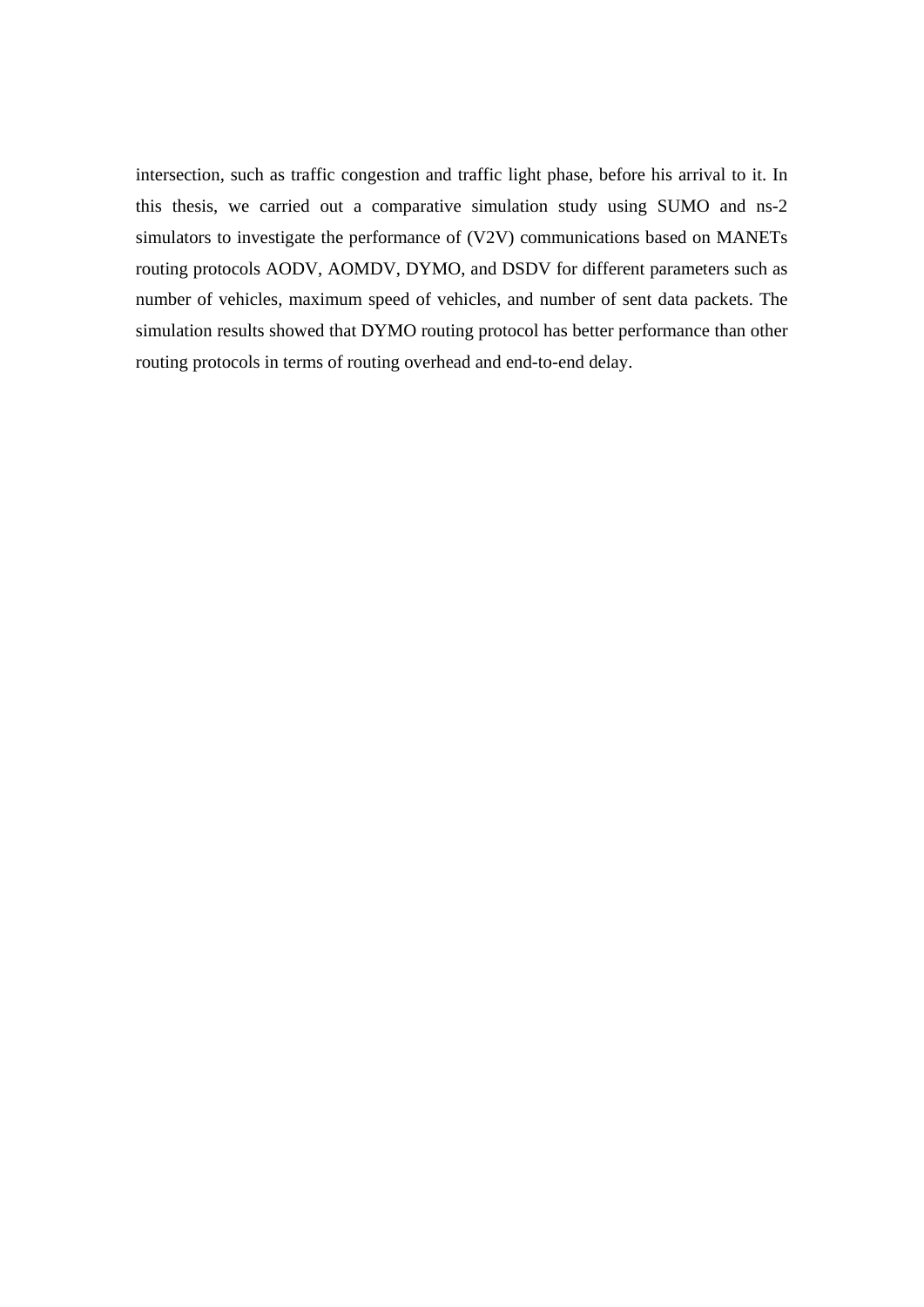intersection, such as traffic congestion and traffic light phase, before his arrival to it. In this thesis, we carried out a comparative simulation study using SUMO and ns-2 simulators to investigate the performance of (V2V) communications based on MANETs routing protocols AODV, AOMDV, DYMO, and DSDV for different parameters such as number of vehicles, maximum speed of vehicles, and number of sent data packets. The simulation results showed that DYMO routing protocol has better performance than other routing protocols in terms of routing overhead and end-to-end delay.